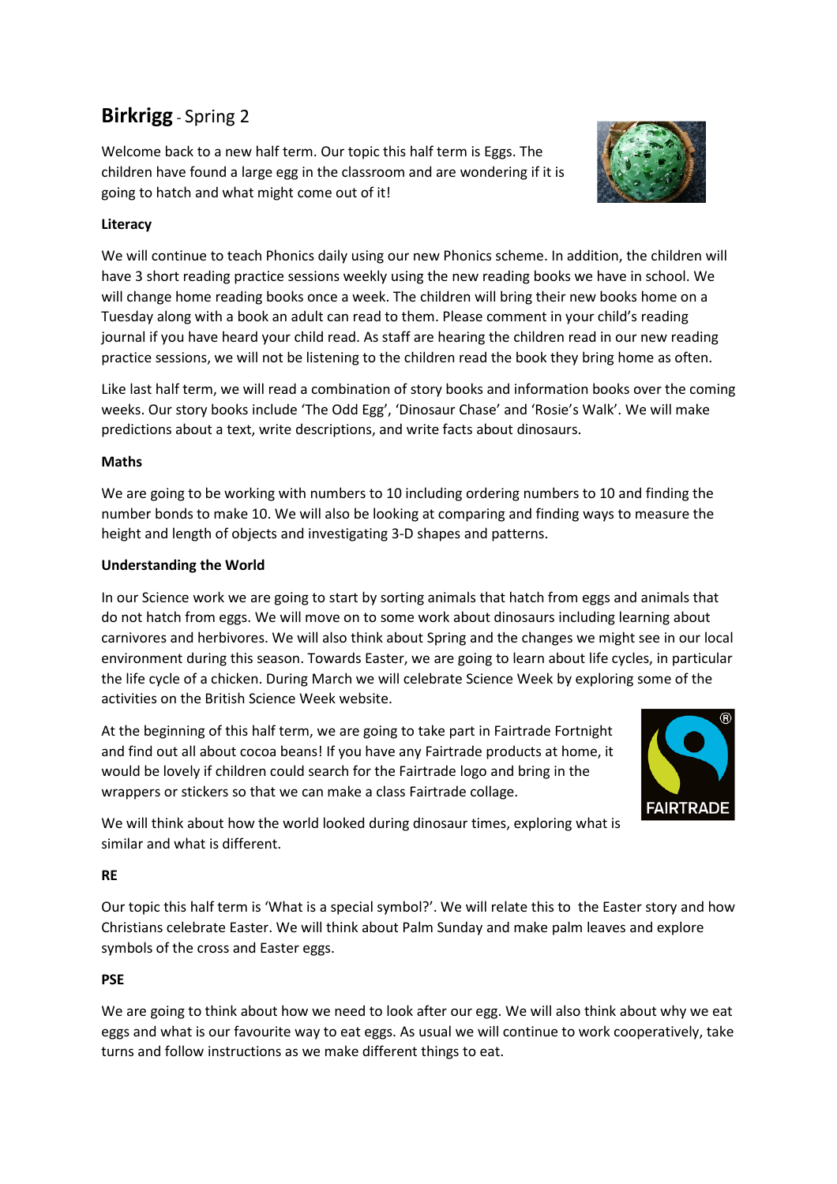# **Birkrigg** - Spring 2

Welcome back to a new half term. Our topic this half term is Eggs. The children have found a large egg in the classroom and are wondering if it is going to hatch and what might come out of it!

**Literacy**

We will continue to teach Phonics daily using our new Phonics scheme. In addition, the children will have 3 short reading practice sessions weekly using the new reading books we have in school. We will change home reading books once a week. The children will bring their new books home on a Tuesday along with a book an adult can read to them. Please comment in your child's reading journal if you have heard your child read. As staff are hearing the children read in our new reading practice sessions, we will not be listening to the children read the book they bring home as often.

Like last half term, we will read a combination of story books and information books over the coming weeks. Our story books include 'The Odd Egg', 'Dinosaur Chase' and 'Rosie's Walk'. We will make predictions about a text, write descriptions, and write facts about dinosaurs.

**Maths**

We are going to be working with numbers to 10 including ordering numbers to 10 and finding the number bonds to make 10. We will also be looking at comparing and finding ways to measure the height and length of objects and investigating 3-D shapes and patterns.

**Understanding the World**

In our Science work we are going to start by sorting animals that hatch from eggs and animals that do not hatch from eggs. We will move on to some work about dinosaurs including learning about carnivores and herbivores. We will also think about Spring and the changes we might see in our local environment during this season. Towards Easter, we are going to learn about life cycles, in particular the life cycle of a chicken. During March we will celebrate Science Week by exploring some of the activities on the British Science Week website.

At the beginning of this half term, we are going to take part in Fairtrade Fortnight and find out all about cocoa beans! If you have any Fairtrade products at home, it would be lovely if children could search for the Fairtrade logo and bring in the wrappers or stickers so that we can make a class Fairtrade collage.

We will think about how the world looked during dinosaur times, exploring what is similar and what is different.

**RE**

Our topic this half term is 'What is a special symbol?'. We will relate this to the Easter story and how Christians celebrate Easter. We will think about Palm Sunday and make palm leaves and explore symbols of the cross and Easter eggs.

**PSE**

We are going to think about how we need to look after our egg. We will also think about why we eat eggs and what is our favourite way to eat eggs. As usual we will continue to work cooperatively, take turns and follow instructions as we make different things to eat.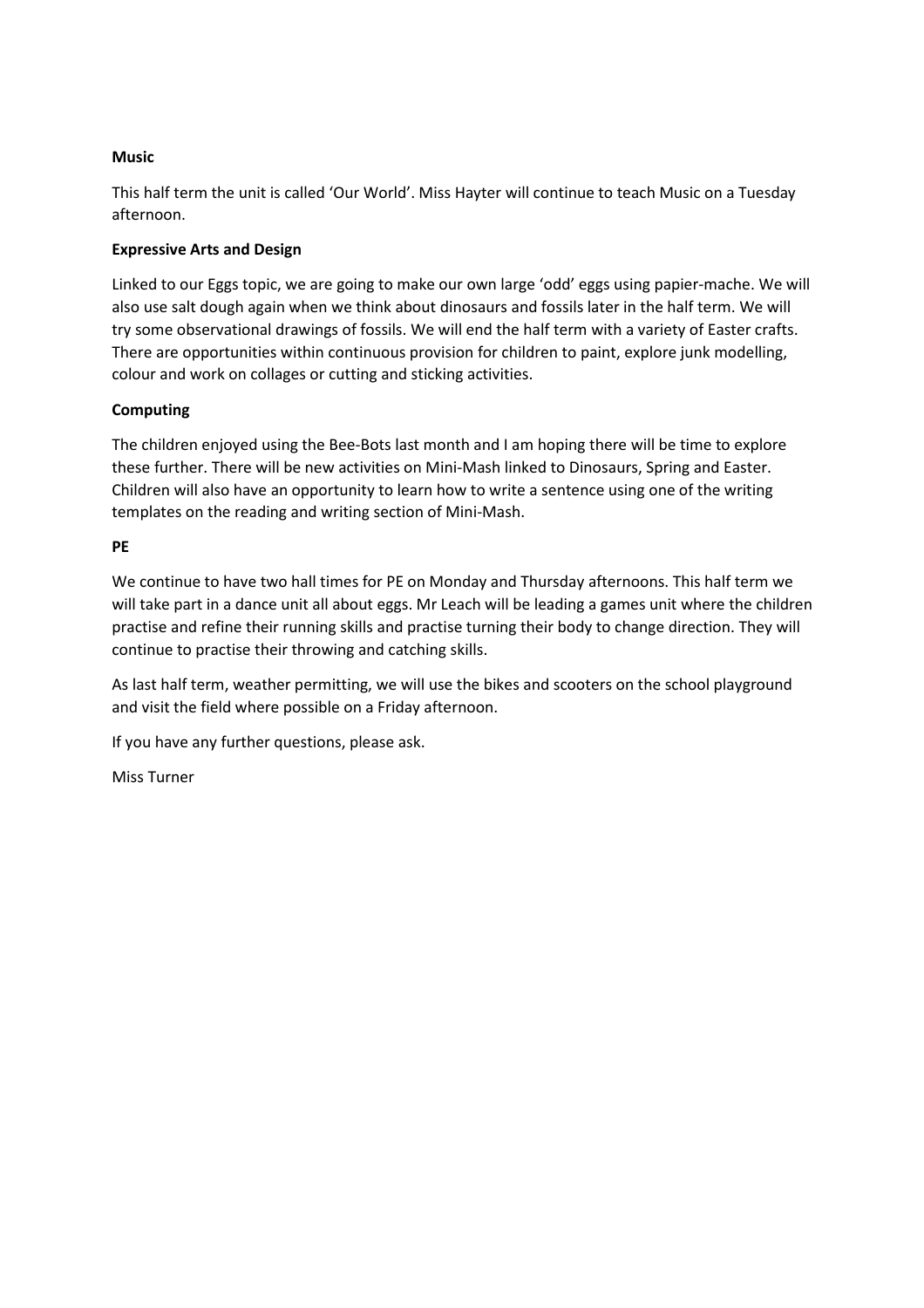**Music**

This half term the unit is called 'Our World'. Miss Hayter will continue to teach Music on a Tuesday afternoon.

**Expressive Arts and Design**

Linked to our Eggs topic, we are going to make our own large 'odd' eggs using papier-mache. We will also use salt dough again when we think about dinosaurs and fossils later in the half term. We will try some observational drawings of fossils. We will end the half term with a variety of Easter crafts. There are opportunities within continuous provision for children to paint, explore junk modelling, colour and work on collages or cutting and sticking activities.

**Computing**

The children enjoyed using the Bee-Bots last month and I am hoping there will be time to explore these further. There will be new activities on Mini-Mash linked to Dinosaurs, Spring and Easter. Children will also have an opportunity to learn how to write a sentence using one of the writing templates on the reading and writing section of Mini-Mash.

**PE**

We continue to have two hall times for PE on Monday and Thursday afternoons. This half term we will take part in a dance unit all about eggs. Mr Leach will be leading a games unit where the children practise and refine their running skills and practise turning their body to change direction. They will continue to practise their throwing and catching skills.

As last half term, weather permitting, we will use the bikes and scooters on the school playground and visit the field where possible on a Friday afternoon.

If you have any further questions, please ask.

Miss Turner